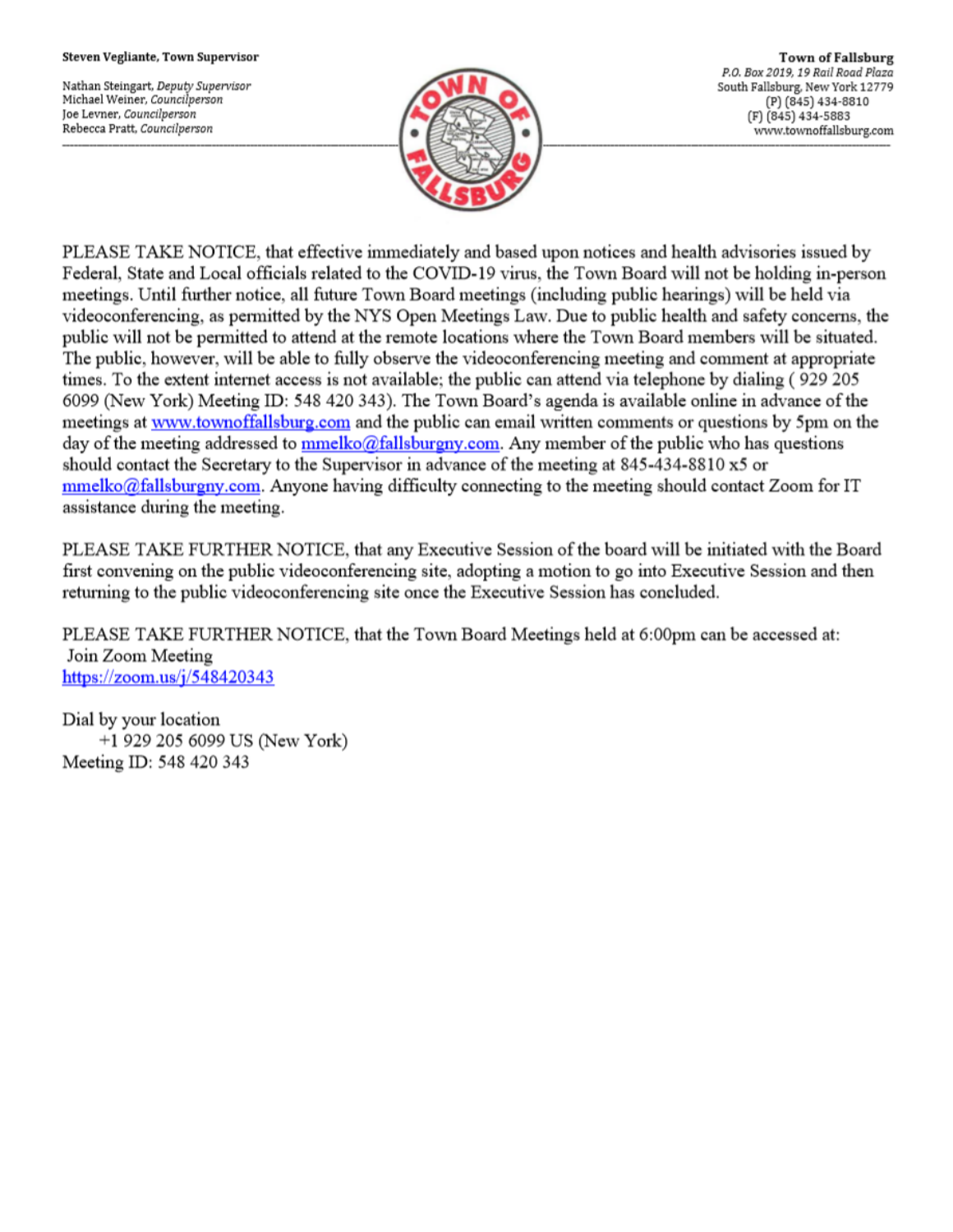**Steven Vegliante, Town Supervisor**

Nathan Steingart, *Deputy Supervisor*
Michael Weiner, *Councilperson*
Joe Levner, *Councilperson*
Rebecca Pratt, *Councilperson*

**Town of Fallsburg**
*P.O. Box 2019, 19 Rail Road Plaza*
South Fallsburg, New York 12779
(P) (845) 434-8810
(F) (845) 434-5883
www.townoffallsburg.com

---

PLEASE TAKE NOTICE, that effective immediately and based upon notices and health advisories issued by Federal, State and Local officials related to the COVID-19 virus, the Town Board will not be holding in-person meetings. Until further notice, all future Town Board meetings (including public hearings) will be held via videoconferencing, as permitted by the NYS Open Meetings Law. Due to public health and safety concerns, the public will not be permitted to attend at the remote locations where the Town Board members will be situated. The public, however, will be able to fully observe the videoconferencing meeting and comment at appropriate times. To the extent internet access is not available; the public can attend via telephone by dialing ( 929 205 6099 (New York) Meeting ID: 548 420 343). The Town Board's agenda is available online in advance of the meetings at [www.townoffallsburg.com](http://www.townoffallsburg.com) and the public can email written comments or questions by 5pm on the day of the meeting addressed to [mmelko@fallsburgny.com](mailto:mmelko@fallsburgny.com). Any member of the public who has questions should contact the Secretary to the Supervisor in advance of the meeting at 845-434-8810 x5 or [mmelko@fallsburgny.com](mailto:mmelko@fallsburgny.com). Anyone having difficulty connecting to the meeting should contact Zoom for IT assistance during the meeting.

PLEASE TAKE FURTHER NOTICE, that any Executive Session of the board will be initiated with the Board first convening on the public videoconferencing site, adopting a motion to go into Executive Session and then returning to the public videoconferencing site once the Executive Session has concluded.

PLEASE TAKE FURTHER NOTICE, that the Town Board Meetings held at 6:00pm can be accessed at:
Join Zoom Meeting
[https://zoom.us/j/548420343](https://zoom.us/j/548420343)

Dial by your location
+1 929 205 6099 US (New York)
Meeting ID: 548 420 343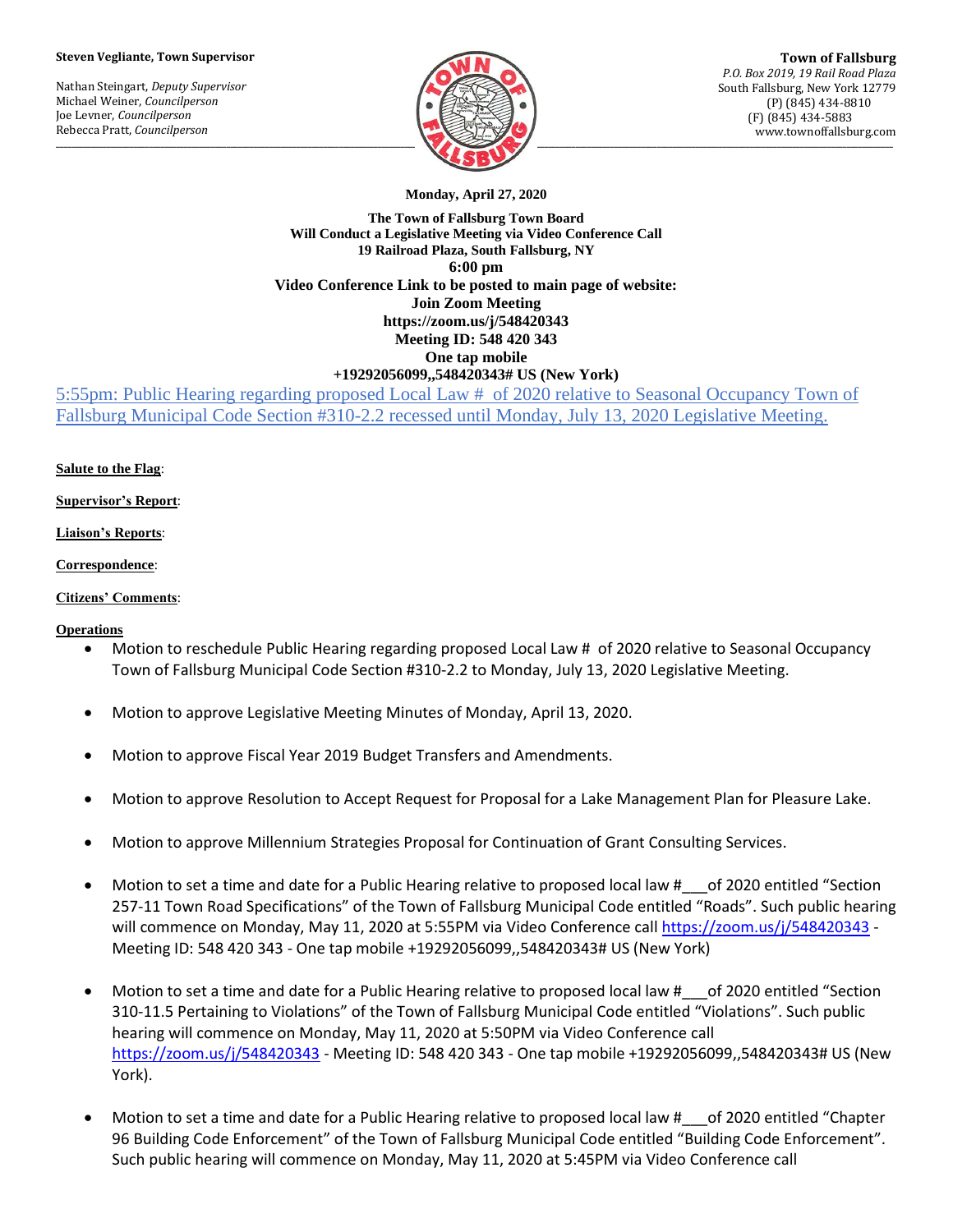**Steven Vegliante, Town Supervisor**

Nathan Steingart, *Deputy Supervisor*
Michael Weiner, *Councilperson*
Joe Levner, *Councilperson*
Rebecca Pratt, *Councilperson*

**Town of Fallsburg**
*P.O. Box 2019, 19 Rail Road Plaza*
South Fallsburg, New York 12779
(P) (845) 434-8810
(F) (845) 434-5883
www.townoffallsburg.com

**Monday, April 27, 2020**

**The Town of Fallsburg Town Board**
**Will Conduct a Legislative Meeting via Video Conference Call**
**19 Railroad Plaza, South Fallsburg, NY**
**6:00 pm**
**Video Conference Link to be posted to main page of website:**
**Join Zoom Meeting**
**https://zoom.us/j/548420343**
**Meeting ID: 548 420 343**
**One tap mobile**
**+19292056099,,548420343# US (New York)**

5:55pm: Public Hearing regarding proposed Local Law # of 2020 relative to Seasonal Occupancy Town of Fallsburg Municipal Code Section #310-2.2 recessed until Monday, July 13, 2020 Legislative Meeting.

**Salute to the Flag**:

**Supervisor's Report**:

**Liaison's Reports**:

**Correspondence**:

**Citizens' Comments**:

**Operations**

- Motion to reschedule Public Hearing regarding proposed Local Law # of 2020 relative to Seasonal Occupancy Town of Fallsburg Municipal Code Section #310-2.2 to Monday, July 13, 2020 Legislative Meeting.
- Motion to approve Legislative Meeting Minutes of Monday, April 13, 2020.
- Motion to approve Fiscal Year 2019 Budget Transfers and Amendments.
- Motion to approve Resolution to Accept Request for Proposal for a Lake Management Plan for Pleasure Lake.
- Motion to approve Millennium Strategies Proposal for Continuation of Grant Consulting Services.
- Motion to set a time and date for a Public Hearing relative to proposed local law #___of 2020 entitled "Section 257-11 Town Road Specifications" of the Town of Fallsburg Municipal Code entitled "Roads". Such public hearing will commence on Monday, May 11, 2020 at 5:55PM via Video Conference call https://zoom.us/j/548420343 - Meeting ID: 548 420 343 - One tap mobile +19292056099,,548420343# US (New York)
- Motion to set a time and date for a Public Hearing relative to proposed local law #___of 2020 entitled "Section 310-11.5 Pertaining to Violations" of the Town of Fallsburg Municipal Code entitled "Violations". Such public hearing will commence on Monday, May 11, 2020 at 5:50PM via Video Conference call https://zoom.us/j/548420343 - Meeting ID: 548 420 343 - One tap mobile +19292056099,,548420343# US (New York).
- Motion to set a time and date for a Public Hearing relative to proposed local law #___of 2020 entitled "Chapter 96 Building Code Enforcement" of the Town of Fallsburg Municipal Code entitled "Building Code Enforcement". Such public hearing will commence on Monday, May 11, 2020 at 5:45PM via Video Conference call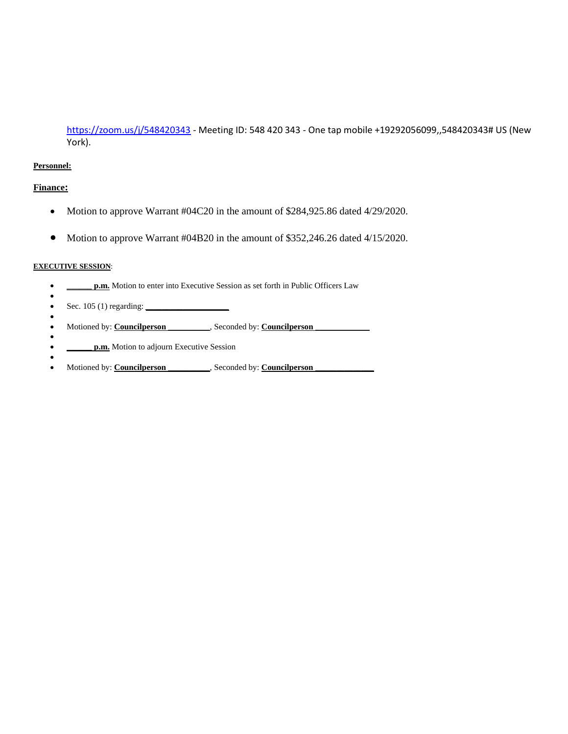https://zoom.us/j/548420343 - Meeting ID: 548 420 343 - One tap mobile +19292056099,,548420343# US (New York).

**Personnel:**

**Finance:**

- Motion to approve Warrant #04C20 in the amount of $284,925.86 dated 4/29/2020.
- Motion to approve Warrant #04B20 in the amount of $352,246.26 dated 4/15/2020.

**EXECUTIVE SESSION**:

- **______ p.m.** Motion to enter into Executive Session as set forth in Public Officers Law
- 
- Sec. 105 (1) regarding: ___________________
- 
- Motioned by: **Councilperson __________**, Seconded by: **Councilperson _____________**
- 
- **______ p.m.** Motion to adjourn Executive Session
- 
- Motioned by: **Councilperson __________**, Seconded by: **Councilperson ______________**